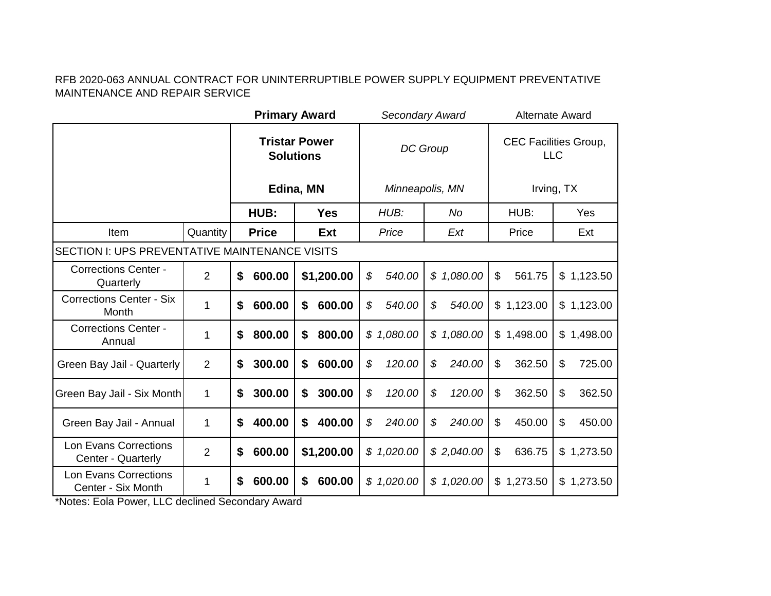RFB 2020-063 ANNUAL CONTRACT FOR UNINTERRUPTIBLE POWER SUPPLY EQUIPMENT PREVENTATIVE MAINTENANCE AND REPAIR SERVICE

| | | **Primary Award** | | *Secondary Award* | | Alternate Award | |
|---|---|---|---|---|---|---|---|
| | | **Tristar Power Solutions**<br><br>**Edina, MN** | | *DC Group*<br><br>*Minneapolis, MN* | | CEC Facilities Group, LLC<br><br>Irving, TX | |
| | | **HUB:** | **Yes** | *HUB:* | *No* | HUB: | Yes |
| Item | Quantity | **Price** | **Ext** | *Price* | *Ext* | Price | Ext |
| SECTION I: UPS PREVENTATIVE MAINTENANCE VISITS | | | | | | | |
| Corrections Center - Quarterly | 2 | **$ 600.00** | **$1,200.00** | *$ 540.00* | *$ 1,080.00* | $ 561.75 | $ 1,123.50 |
| Corrections Center - Six Month | 1 | **$ 600.00** | **$ 600.00** | *$ 540.00* | *$ 540.00* | $ 1,123.00 | $ 1,123.00 |
| Corrections Center - Annual | 1 | **$ 800.00** | **$ 800.00** | *$ 1,080.00* | *$ 1,080.00* | $ 1,498.00 | $ 1,498.00 |
| Green Bay Jail - Quarterly | 2 | **$ 300.00** | **$ 600.00** | *$ 120.00* | *$ 240.00* | $ 362.50 | $ 725.00 |
| Green Bay Jail - Six Month | 1 | **$ 300.00** | **$ 300.00** | *$ 120.00* | *$ 120.00* | $ 362.50 | $ 362.50 |
| Green Bay Jail - Annual | 1 | **$ 400.00** | **$ 400.00** | *$ 240.00* | *$ 240.00* | $ 450.00 | $ 450.00 |
| Lon Evans Corrections Center - Quarterly | 2 | **$ 600.00** | **$1,200.00** | *$ 1,020.00* | *$ 2,040.00* | $ 636.75 | $ 1,273.50 |
| Lon Evans Corrections Center - Six Month | 1 | **$ 600.00** | **$ 600.00** | *$ 1,020.00* | *$ 1,020.00* | $ 1,273.50 | $ 1,273.50 |

*Notes: Eola Power, LLC declined Secondary Award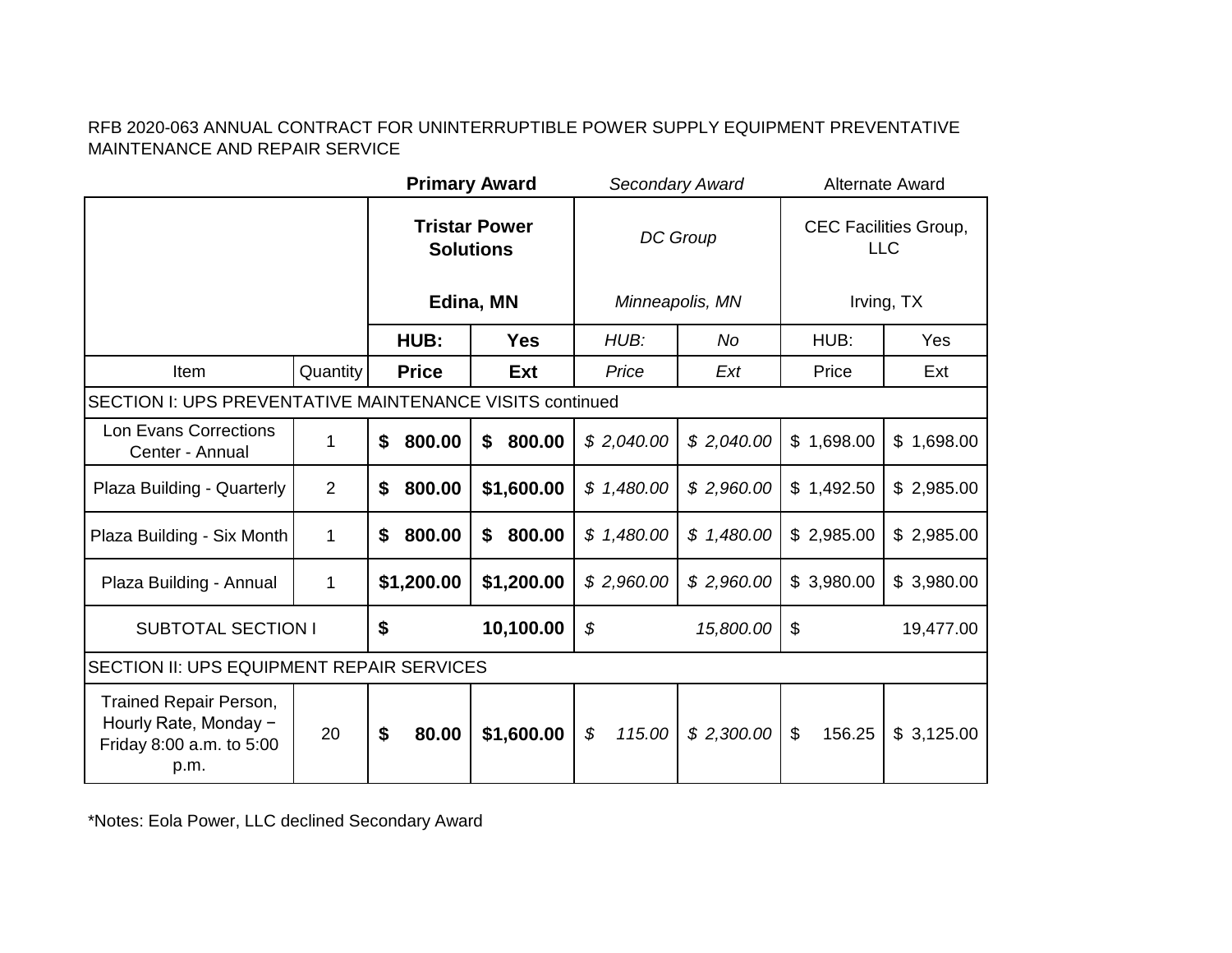RFB 2020-063 ANNUAL CONTRACT FOR UNINTERRUPTIBLE POWER SUPPLY EQUIPMENT PREVENTATIVE MAINTENANCE AND REPAIR SERVICE

| | | **Primary Award** | | *Secondary Award* | | Alternate Award | |
|---|---|---|---|---|---|---|---|
| | | **Tristar Power Solutions** | | *DC Group* | | CEC Facilities Group, LLC | |
| | | **Edina, MN** | | *Minneapolis, MN* | | Irving, TX | |
| | | **HUB:** | **Yes** | *HUB:* | *No* | HUB: | Yes |
| Item | Quantity | **Price** | **Ext** | *Price* | *Ext* | Price | Ext |
| SECTION I: UPS PREVENTATIVE MAINTENANCE VISITS continued | | | | | | | |
| Lon Evans Corrections Center - Annual | 1 | **$ 800.00** | **$ 800.00** | *$ 2,040.00* | *$ 2,040.00* | $ 1,698.00 | $ 1,698.00 |
| Plaza Building - Quarterly | 2 | **$ 800.00** | **$1,600.00** | *$ 1,480.00* | *$ 2,960.00* | $ 1,492.50 | $ 2,985.00 |
| Plaza Building - Six Month | 1 | **$ 800.00** | **$ 800.00** | *$ 1,480.00* | *$ 1,480.00* | $ 2,985.00 | $ 2,985.00 |
| Plaza Building - Annual | 1 | **$1,200.00** | **$1,200.00** | *$ 2,960.00* | *$ 2,960.00* | $ 3,980.00 | $ 3,980.00 |
| SUBTOTAL SECTION I | | **$ 10,100.00** | | *$ 15,800.00* | | $ 19,477.00 | |
| SECTION II: UPS EQUIPMENT REPAIR SERVICES | | | | | | | |
| Trained Repair Person, Hourly Rate, Monday − Friday 8:00 a.m. to 5:00 p.m. | 20 | **$ 80.00** | **$1,600.00** | *$ 115.00* | *$ 2,300.00* | $ 156.25 | $ 3,125.00 |

*Notes: Eola Power, LLC declined Secondary Award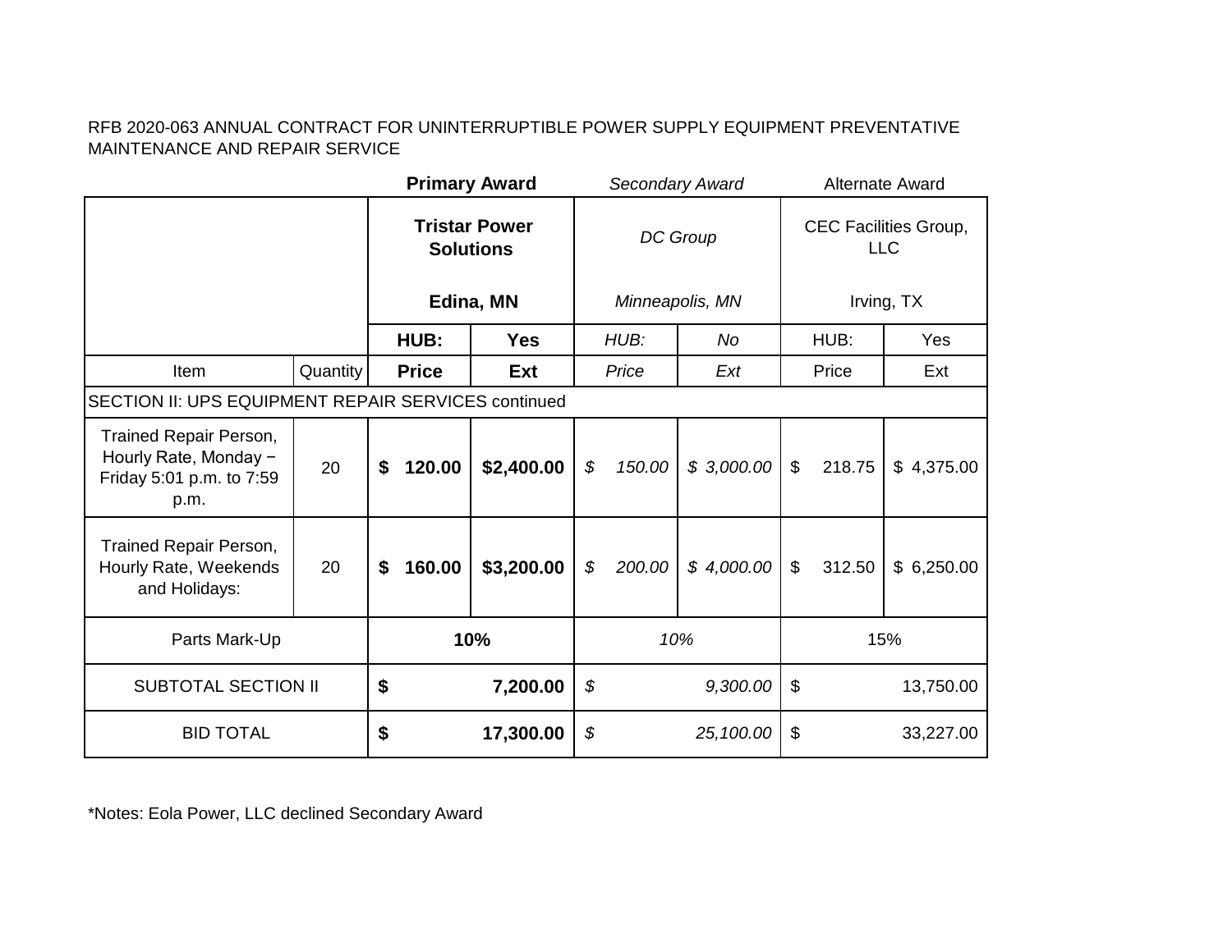RFB 2020-063 ANNUAL CONTRACT FOR UNINTERRUPTIBLE POWER SUPPLY EQUIPMENT PREVENTATIVE MAINTENANCE AND REPAIR SERVICE

| | | **Primary Award** | | *Secondary Award* | | Alternate Award | |
|---|---|---|---|---|---|---|---|
| | | **Tristar Power Solutions** | | *DC Group* | | CEC Facilities Group, LLC | |
| | | **Edina, MN** | | *Minneapolis, MN* | | Irving, TX | |
| | | **HUB:** | **Yes** | *HUB:* | *No* | HUB: | Yes |
| Item | Quantity | **Price** | **Ext** | *Price* | *Ext* | Price | Ext |
| SECTION II: UPS EQUIPMENT REPAIR SERVICES continued | | | | | | | |
| Trained Repair Person, Hourly Rate, Monday − Friday 5:01 p.m. to 7:59 p.m. | 20 | **$ 120.00** | **$2,400.00** | *$ 150.00* | *$ 3,000.00* | $ 218.75 | $ 4,375.00 |
| Trained Repair Person, Hourly Rate, Weekends and Holidays: | 20 | **$ 160.00** | **$3,200.00** | *$ 200.00* | *$ 4,000.00* | $ 312.50 | $ 6,250.00 |
| Parts Mark-Up | | **10%** | | *10%* | | 15% | |
| SUBTOTAL SECTION II | | **$ 7,200.00** | | *$ 9,300.00* | | $ 13,750.00 | |
| BID TOTAL | | **$ 17,300.00** | | *$ 25,100.00* | | $ 33,227.00 | |

*Notes: Eola Power, LLC declined Secondary Award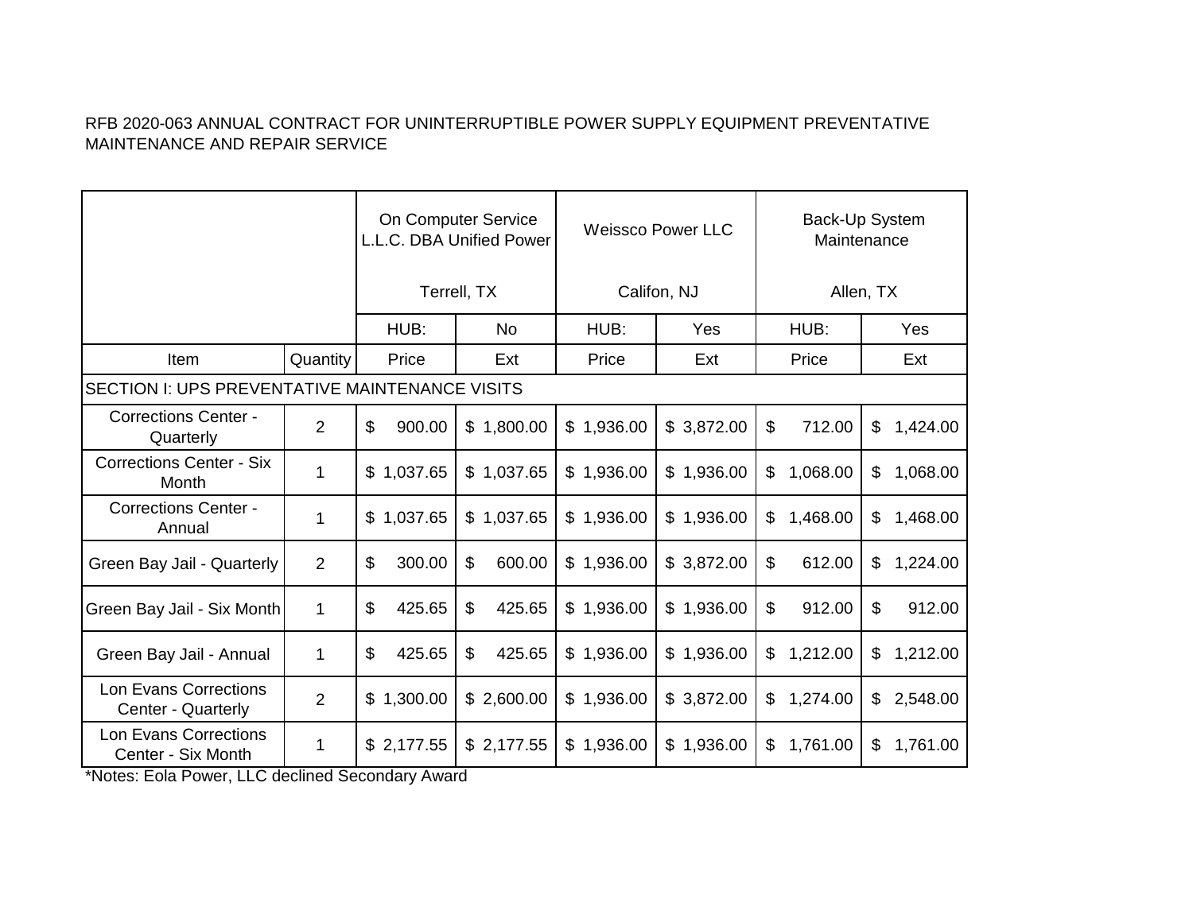RFB 2020-063 ANNUAL CONTRACT FOR UNINTERRUPTIBLE POWER SUPPLY EQUIPMENT PREVENTATIVE MAINTENANCE AND REPAIR SERVICE

| | | On Computer Service L.L.C. DBA Unified Power<br>Terrell, TX | | Weissco Power LLC<br>Califon, NJ | | Back-Up System Maintenance<br>Allen, TX | |
|---|---|---|---|---|---|---|---|
| | | HUB: | No | HUB: | Yes | HUB: | Yes |
| Item | Quantity | Price | Ext | Price | Ext | Price | Ext |
| SECTION I: UPS PREVENTATIVE MAINTENANCE VISITS | | | | | | | |
| Corrections Center - Quarterly | 2 | $ 900.00 | $ 1,800.00 | $ 1,936.00 | $ 3,872.00 | $ 712.00 | $ 1,424.00 |
| Corrections Center - Six Month | 1 | $ 1,037.65 | $ 1,037.65 | $ 1,936.00 | $ 1,936.00 | $ 1,068.00 | $ 1,068.00 |
| Corrections Center - Annual | 1 | $ 1,037.65 | $ 1,037.65 | $ 1,936.00 | $ 1,936.00 | $ 1,468.00 | $ 1,468.00 |
| Green Bay Jail - Quarterly | 2 | $ 300.00 | $ 600.00 | $ 1,936.00 | $ 3,872.00 | $ 612.00 | $ 1,224.00 |
| Green Bay Jail - Six Month | 1 | $ 425.65 | $ 425.65 | $ 1,936.00 | $ 1,936.00 | $ 912.00 | $ 912.00 |
| Green Bay Jail - Annual | 1 | $ 425.65 | $ 425.65 | $ 1,936.00 | $ 1,936.00 | $ 1,212.00 | $ 1,212.00 |
| Lon Evans Corrections Center - Quarterly | 2 | $ 1,300.00 | $ 2,600.00 | $ 1,936.00 | $ 3,872.00 | $ 1,274.00 | $ 2,548.00 |
| Lon Evans Corrections Center - Six Month | 1 | $ 2,177.55 | $ 2,177.55 | $ 1,936.00 | $ 1,936.00 | $ 1,761.00 | $ 1,761.00 |

*Notes: Eola Power, LLC declined Secondary Award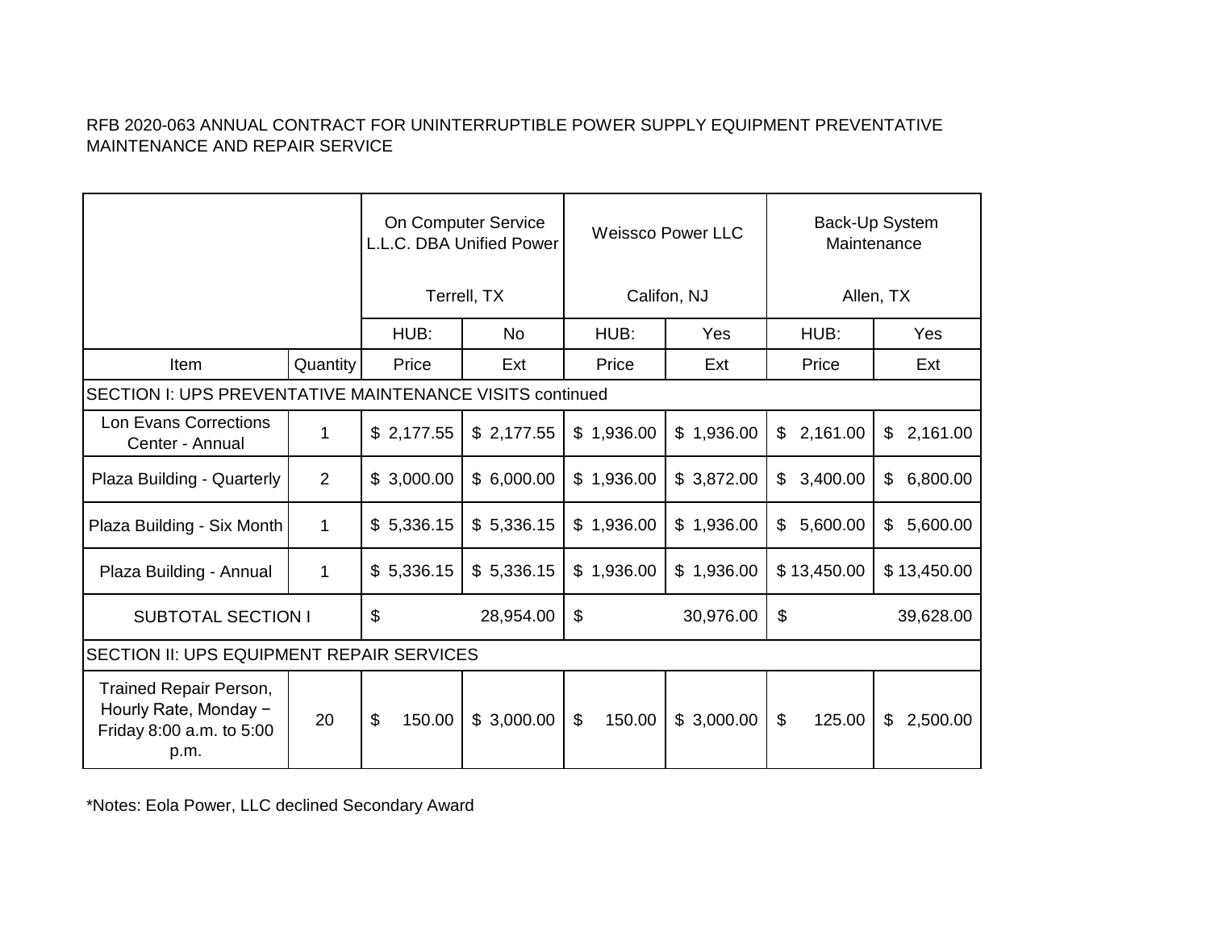RFB 2020-063 ANNUAL CONTRACT FOR UNINTERRUPTIBLE POWER SUPPLY EQUIPMENT PREVENTATIVE MAINTENANCE AND REPAIR SERVICE

| | | On Computer Service L.L.C. DBA Unified Power | | Weissco Power LLC | | Back-Up System Maintenance | |
|---|---|---|---|---|---|---|---|
| | | Terrell, TX | | Califon, NJ | | Allen, TX | |
| | | HUB: | No | HUB: | Yes | HUB: | Yes |
| Item | Quantity | Price | Ext | Price | Ext | Price | Ext |
| SECTION I: UPS PREVENTATIVE MAINTENANCE VISITS continued | | | | | | | |
| Lon Evans Corrections Center - Annual | 1 | $ 2,177.55 | $ 2,177.55 | $ 1,936.00 | $ 1,936.00 | $ 2,161.00 | $ 2,161.00 |
| Plaza Building - Quarterly | 2 | $ 3,000.00 | $ 6,000.00 | $ 1,936.00 | $ 3,872.00 | $ 3,400.00 | $ 6,800.00 |
| Plaza Building - Six Month | 1 | $ 5,336.15 | $ 5,336.15 | $ 1,936.00 | $ 1,936.00 | $ 5,600.00 | $ 5,600.00 |
| Plaza Building - Annual | 1 | $ 5,336.15 | $ 5,336.15 | $ 1,936.00 | $ 1,936.00 | $ 13,450.00 | $ 13,450.00 |
| SUBTOTAL SECTION I | | $ 28,954.00 | | $ 30,976.00 | | $ 39,628.00 | |
| SECTION II: UPS EQUIPMENT REPAIR SERVICES | | | | | | | |
| Trained Repair Person, Hourly Rate, Monday − Friday 8:00 a.m. to 5:00 p.m. | 20 | $ 150.00 | $ 3,000.00 | $ 150.00 | $ 3,000.00 | $ 125.00 | $ 2,500.00 |

*Notes: Eola Power, LLC declined Secondary Award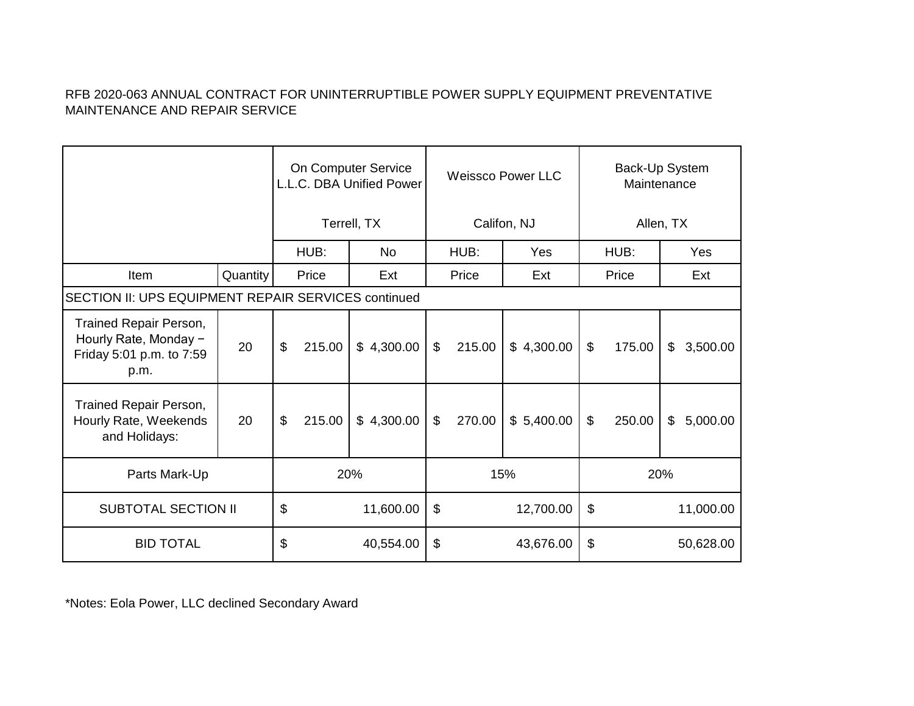RFB 2020-063 ANNUAL CONTRACT FOR UNINTERRUPTIBLE POWER SUPPLY EQUIPMENT PREVENTATIVE MAINTENANCE AND REPAIR SERVICE

| | | On Computer Service L.L.C. DBA Unified Power Terrell, TX | | Weissco Power LLC Califon, NJ | | Back-Up System Maintenance Allen, TX | |
|---|---|---|---|---|---|---|---|
| | | HUB: | No | HUB: | Yes | HUB: | Yes |
| Item | Quantity | Price | Ext | Price | Ext | Price | Ext |
| SECTION II: UPS EQUIPMENT REPAIR SERVICES continued | | | | | | | |
| Trained Repair Person, Hourly Rate, Monday − Friday 5:01 p.m. to 7:59 p.m. | 20 | $ 215.00 | $ 4,300.00 | $ 215.00 | $ 4,300.00 | $ 175.00 | $ 3,500.00 |
| Trained Repair Person, Hourly Rate, Weekends and Holidays: | 20 | $ 215.00 | $ 4,300.00 | $ 270.00 | $ 5,400.00 | $ 250.00 | $ 5,000.00 |
| Parts Mark-Up | | 20% | | 15% | | 20% | |
| SUBTOTAL SECTION II | | $ 11,600.00 | | $ 12,700.00 | | $ 11,000.00 | |
| BID TOTAL | | $ 40,554.00 | | $ 43,676.00 | | $ 50,628.00 | |

*Notes: Eola Power, LLC declined Secondary Award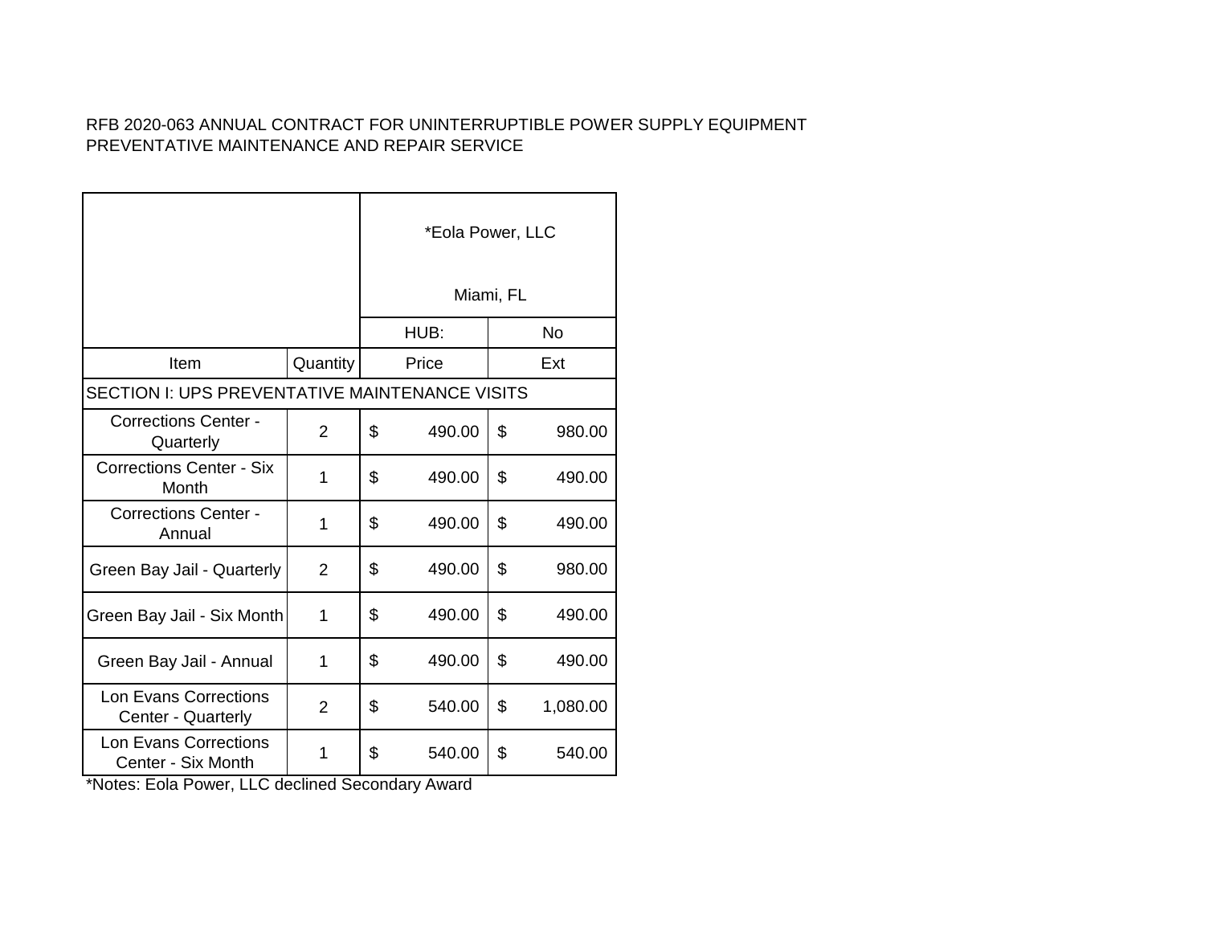RFB 2020-063 ANNUAL CONTRACT FOR UNINTERRUPTIBLE POWER SUPPLY EQUIPMENT PREVENTATIVE MAINTENANCE AND REPAIR SERVICE

| | | *Eola Power, LLC<br><br>Miami, FL | |
|---|---|---|---|
| | | HUB: | No |
| Item | Quantity | Price | Ext |
| SECTION I: UPS PREVENTATIVE MAINTENANCE VISITS | | | |
| Corrections Center - Quarterly | 2 | $ 490.00 | $ 980.00 |
| Corrections Center - Six Month | 1 | $ 490.00 | $ 490.00 |
| Corrections Center - Annual | 1 | $ 490.00 | $ 490.00 |
| Green Bay Jail - Quarterly | 2 | $ 490.00 | $ 980.00 |
| Green Bay Jail - Six Month | 1 | $ 490.00 | $ 490.00 |
| Green Bay Jail - Annual | 1 | $ 490.00 | $ 490.00 |
| Lon Evans Corrections Center - Quarterly | 2 | $ 540.00 | $ 1,080.00 |
| Lon Evans Corrections Center - Six Month | 1 | $ 540.00 | $ 540.00 |

*Notes: Eola Power, LLC declined Secondary Award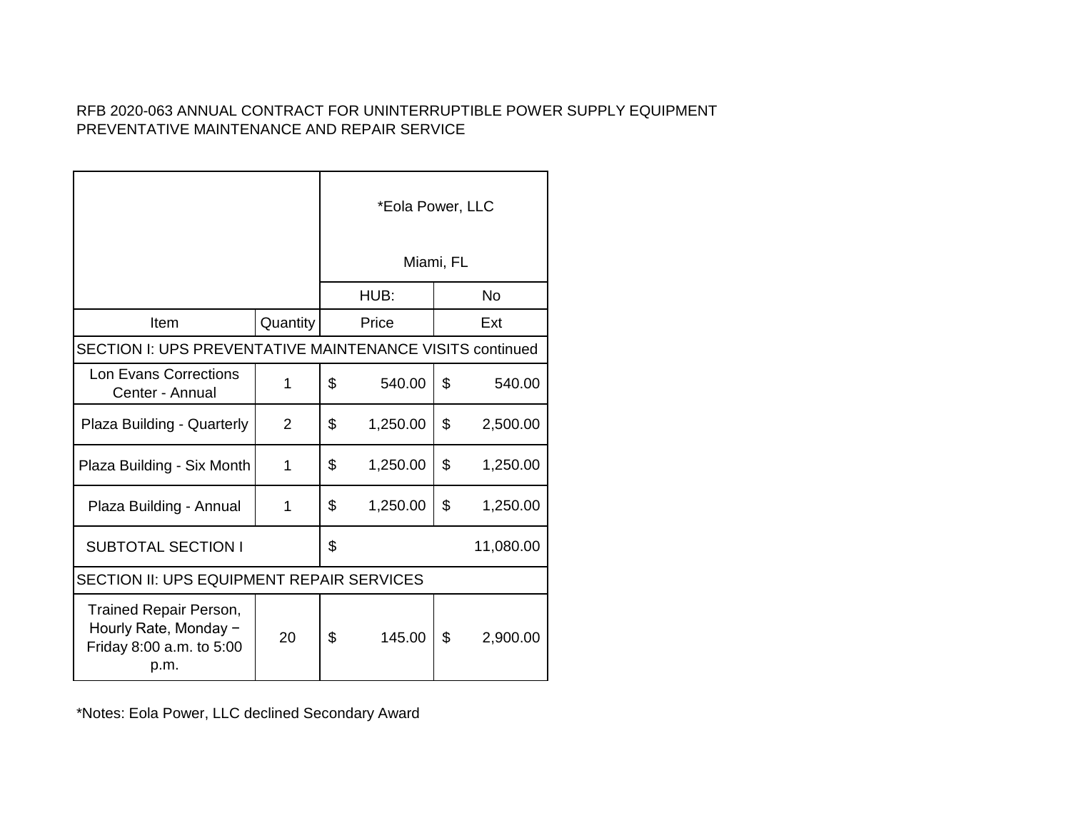RFB 2020-063 ANNUAL CONTRACT FOR UNINTERRUPTIBLE POWER SUPPLY EQUIPMENT PREVENTATIVE MAINTENANCE AND REPAIR SERVICE

| | | *Eola Power, LLC<br><br>Miami, FL | |
|---|---|---|---|
| | | HUB: | No |
| Item | Quantity | Price | Ext |
| SECTION I: UPS PREVENTATIVE MAINTENANCE VISITS continued | | | |
| Lon Evans Corrections Center - Annual | 1 | $ 540.00 | $ 540.00 |
| Plaza Building - Quarterly | 2 | $ 1,250.00 | $ 2,500.00 |
| Plaza Building - Six Month | 1 | $ 1,250.00 | $ 1,250.00 |
| Plaza Building - Annual | 1 | $ 1,250.00 | $ 1,250.00 |
| SUBTOTAL SECTION I | | $ 11,080.00 | |
| SECTION II: UPS EQUIPMENT REPAIR SERVICES | | | |
| Trained Repair Person, Hourly Rate, Monday − Friday 8:00 a.m. to 5:00 p.m. | 20 | $ 145.00 | $ 2,900.00 |

*Notes: Eola Power, LLC declined Secondary Award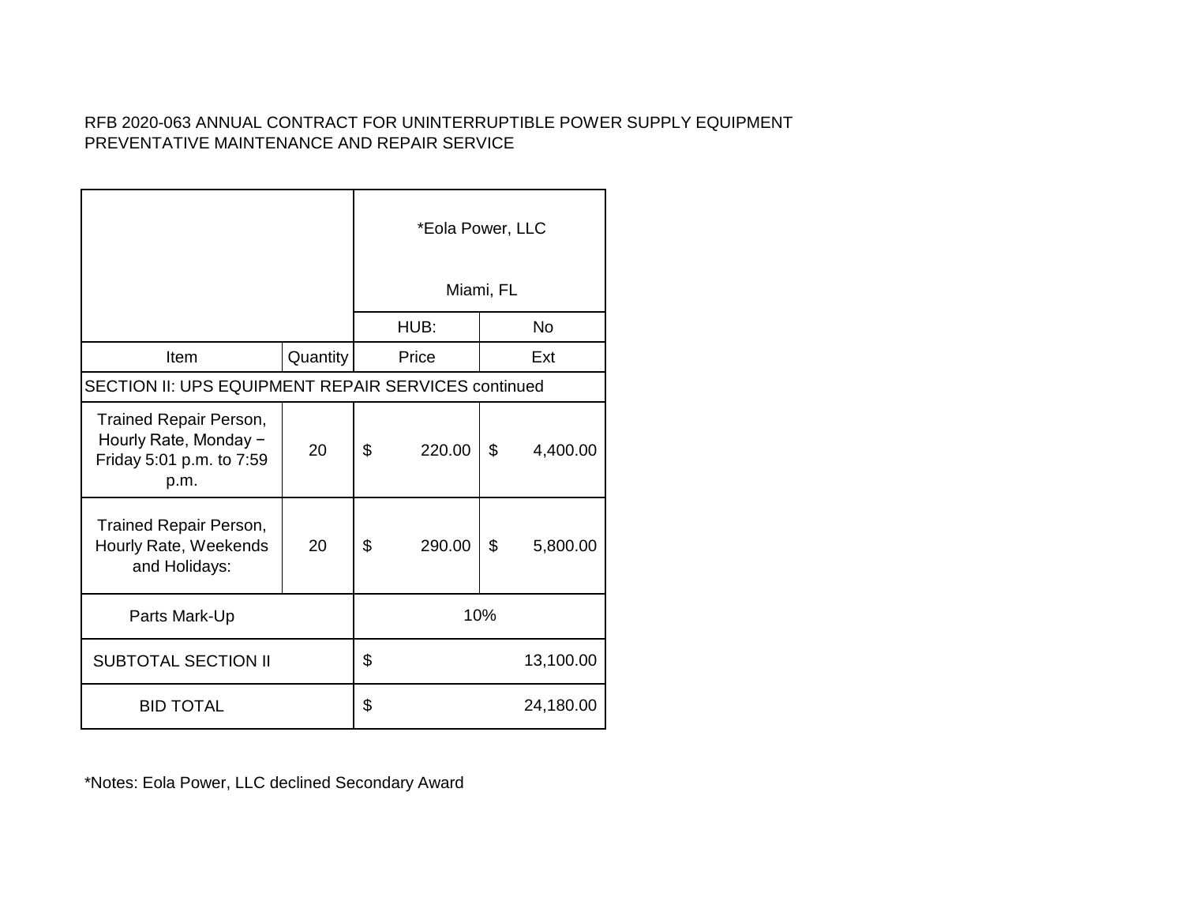RFB 2020-063 ANNUAL CONTRACT FOR UNINTERRUPTIBLE POWER SUPPLY EQUIPMENT PREVENTATIVE MAINTENANCE AND REPAIR SERVICE

| | | | |
|---|---|---|---|
| | | *Eola Power, LLC<br><br>Miami, FL | |
| | | HUB: | No |
| Item | Quantity | Price | Ext |
| SECTION II: UPS EQUIPMENT REPAIR SERVICES continued | | | |
| Trained Repair Person, Hourly Rate, Monday − Friday 5:01 p.m. to 7:59 p.m. | 20 | $ 220.00 | $ 4,400.00 |
| Trained Repair Person, Hourly Rate, Weekends and Holidays: | 20 | $ 290.00 | $ 5,800.00 |
| Parts Mark-Up | | 10% | |
| SUBTOTAL SECTION II | | $ 13,100.00 | |
| BID TOTAL | | $ 24,180.00 | |

*Notes: Eola Power, LLC declined Secondary Award